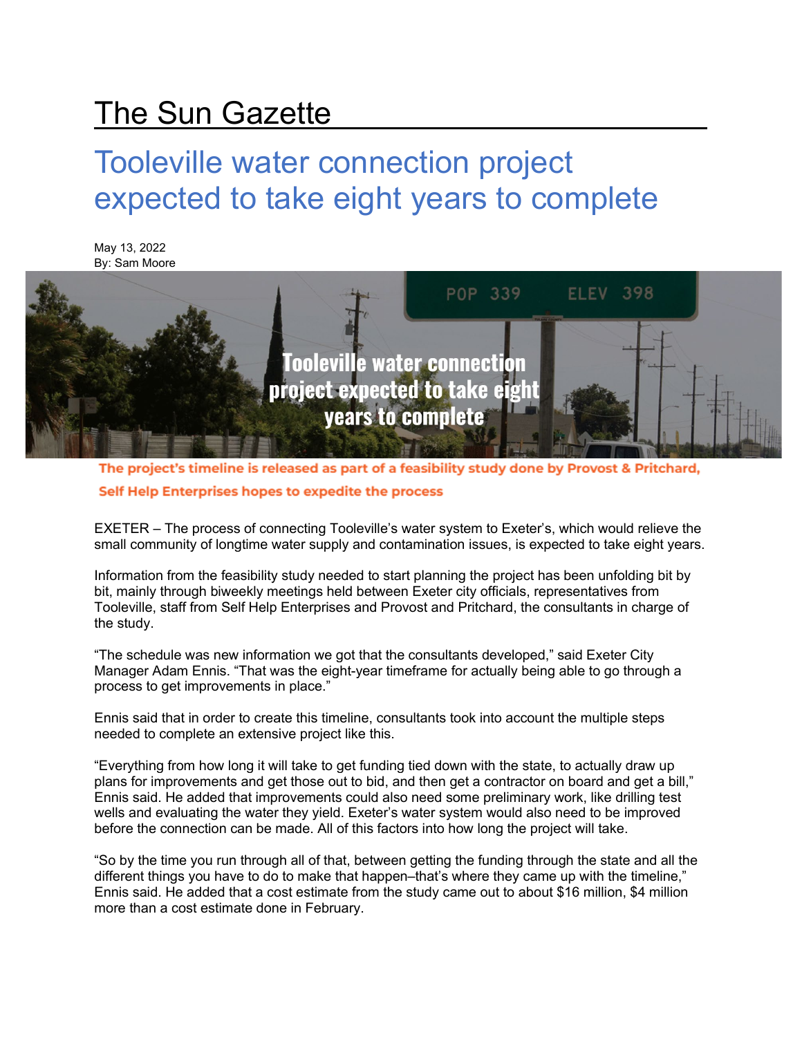# The Sun Gazette

## Tooleville water connection project expected to take eight years to complete

May 13, 2022
By: Sam Moore

**The project's timeline is released as part of a feasibility study done by Provost & Pritchard, Self Help Enterprises hopes to expedite the process**

EXETER – The process of connecting Tooleville's water system to Exeter's, which would relieve the small community of longtime water supply and contamination issues, is expected to take eight years.

Information from the feasibility study needed to start planning the project has been unfolding bit by bit, mainly through biweekly meetings held between Exeter city officials, representatives from Tooleville, staff from Self Help Enterprises and Provost and Pritchard, the consultants in charge of the study.

"The schedule was new information we got that the consultants developed," said Exeter City Manager Adam Ennis. "That was the eight-year timeframe for actually being able to go through a process to get improvements in place."

Ennis said that in order to create this timeline, consultants took into account the multiple steps needed to complete an extensive project like this.

"Everything from how long it will take to get funding tied down with the state, to actually draw up plans for improvements and get those out to bid, and then get a contractor on board and get a bill," Ennis said. He added that improvements could also need some preliminary work, like drilling test wells and evaluating the water they yield. Exeter's water system would also need to be improved before the connection can be made. All of this factors into how long the project will take.

"So by the time you run through all of that, between getting the funding through the state and all the different things you have to do to make that happen–that's where they came up with the timeline," Ennis said. He added that a cost estimate from the study came out to about $16 million, $4 million more than a cost estimate done in February.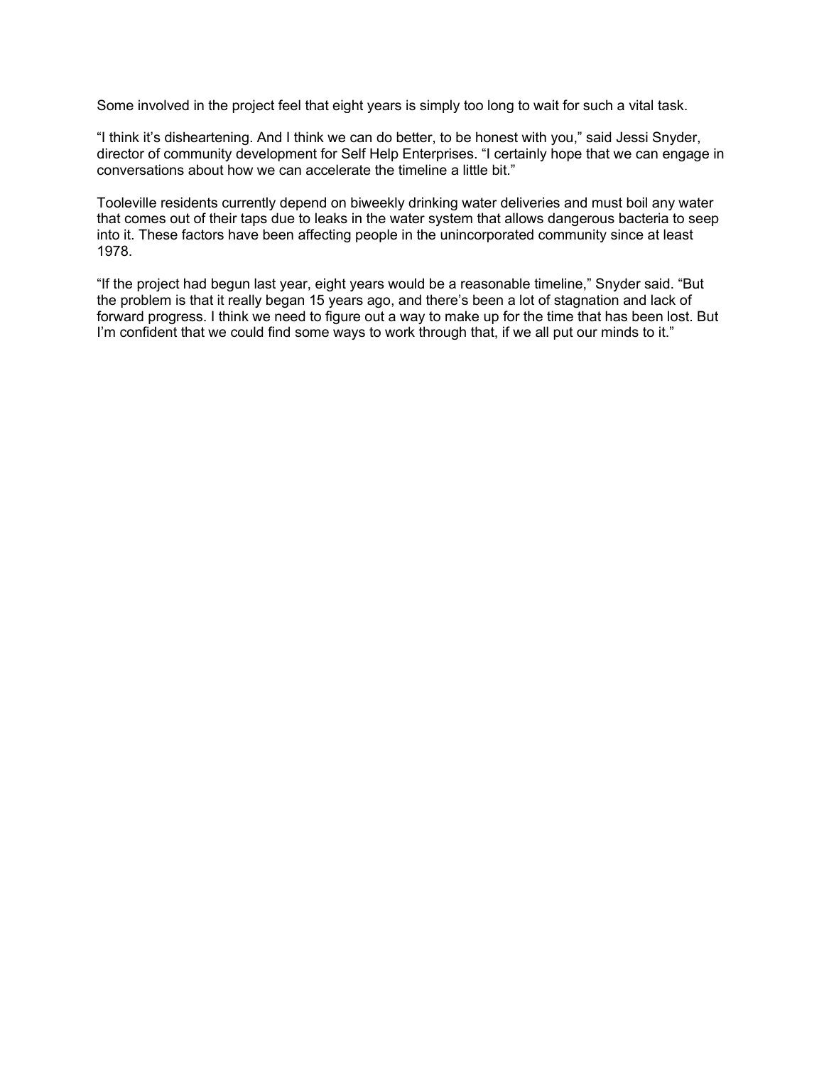Some involved in the project feel that eight years is simply too long to wait for such a vital task.

“I think it’s disheartening. And I think we can do better, to be honest with you,” said Jessi Snyder, director of community development for Self Help Enterprises. “I certainly hope that we can engage in conversations about how we can accelerate the timeline a little bit.”

Tooleville residents currently depend on biweekly drinking water deliveries and must boil any water that comes out of their taps due to leaks in the water system that allows dangerous bacteria to seep into it. These factors have been affecting people in the unincorporated community since at least 1978.

“If the project had begun last year, eight years would be a reasonable timeline,” Snyder said. “But the problem is that it really began 15 years ago, and there’s been a lot of stagnation and lack of forward progress. I think we need to figure out a way to make up for the time that has been lost. But I’m confident that we could find some ways to work through that, if we all put our minds to it.”